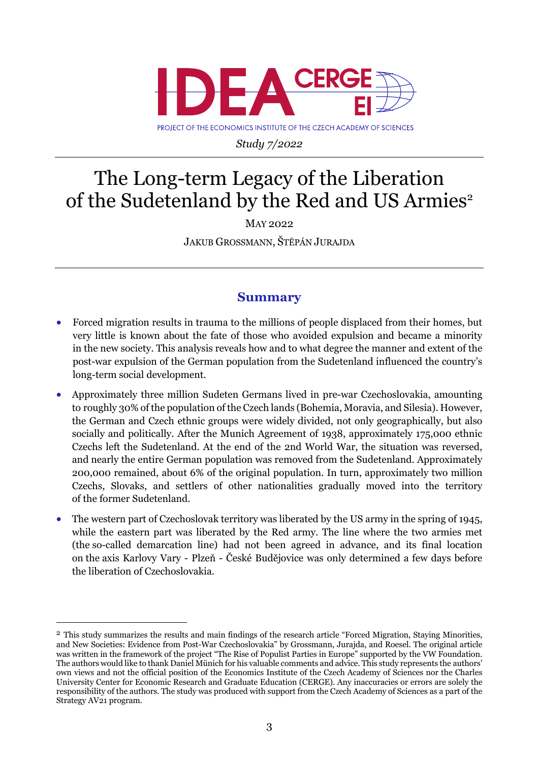Study 7/2022

# The Long-term Legacy of the Liberation of the Sudetenland by the Red and US Armies[2]

MAY 2022

JAKUB GROSSMANN, ŠTĚPÁN JURAJDA

## Summary

- Forced migration results in trauma to the millions of people displaced from their homes, but very little is known about the fate of those who avoided expulsion and became a minority in the new society. This analysis reveals how and to what degree the manner and extent of the post-war expulsion of the German population from the Sudetenland influenced the country's long-term social development.
- Approximately three million Sudeten Germans lived in pre-war Czechoslovakia, amounting to roughly 30% of the population of the Czech lands (Bohemia, Moravia, and Silesia). However, the German and Czech ethnic groups were widely divided, not only geographically, but also socially and politically. After the Munich Agreement of 1938, approximately 175,000 ethnic Czechs left the Sudetenland. At the end of the 2nd World War, the situation was reversed, and nearly the entire German population was removed from the Sudetenland. Approximately 200,000 remained, about 6% of the original population. In turn, approximately two million Czechs, Slovaks, and settlers of other nationalities gradually moved into the territory of the former Sudetenland.
- The western part of Czechoslovak territory was liberated by the US army in the spring of 1945, while the eastern part was liberated by the Red army. The line where the two armies met (the so-called demarcation line) had not been agreed in advance, and its final location on the axis Karlovy Vary - Plzeň - České Budějovice was only determined a few days before the liberation of Czechoslovakia.

---

[2] This study summarizes the results and main findings of the research article "Forced Migration, Staying Minorities, and New Societies: Evidence from Post-War Czechoslovakia" by Grossmann, Jurajda, and Roesel. The original article was written in the framework of the project "The Rise of Populist Parties in Europe" supported by the VW Foundation. The authors would like to thank Daniel Münich for his valuable comments and advice. This study represents the authors' own views and not the official position of the Economics Institute of the Czech Academy of Sciences nor the Charles University Center for Economic Research and Graduate Education (CERGE). Any inaccuracies or errors are solely the responsibility of the authors. The study was produced with support from the Czech Academy of Sciences as a part of the Strategy AV21 program.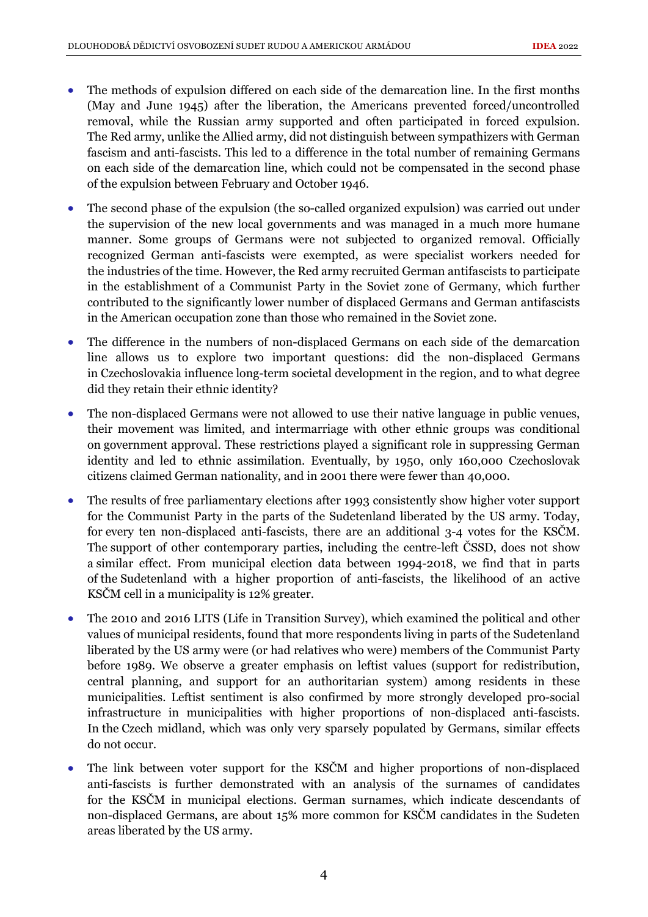- The methods of expulsion differed on each side of the demarcation line. In the first months (May and June 1945) after the liberation, the Americans prevented forced/uncontrolled removal, while the Russian army supported and often participated in forced expulsion. The Red army, unlike the Allied army, did not distinguish between sympathizers with German fascism and anti-fascists. This led to a difference in the total number of remaining Germans on each side of the demarcation line, which could not be compensated in the second phase of the expulsion between February and October 1946.

- The second phase of the expulsion (the so-called organized expulsion) was carried out under the supervision of the new local governments and was managed in a much more humane manner. Some groups of Germans were not subjected to organized removal. Officially recognized German anti-fascists were exempted, as were specialist workers needed for the industries of the time. However, the Red army recruited German antifascists to participate in the establishment of a Communist Party in the Soviet zone of Germany, which further contributed to the significantly lower number of displaced Germans and German antifascists in the American occupation zone than those who remained in the Soviet zone.

- The difference in the numbers of non-displaced Germans on each side of the demarcation line allows us to explore two important questions: did the non-displaced Germans in Czechoslovakia influence long-term societal development in the region, and to what degree did they retain their ethnic identity?

- The non-displaced Germans were not allowed to use their native language in public venues, their movement was limited, and intermarriage with other ethnic groups was conditional on government approval. These restrictions played a significant role in suppressing German identity and led to ethnic assimilation. Eventually, by 1950, only 160,000 Czechoslovak citizens claimed German nationality, and in 2001 there were fewer than 40,000.

- The results of free parliamentary elections after 1993 consistently show higher voter support for the Communist Party in the parts of the Sudetenland liberated by the US army. Today, for every ten non-displaced anti-fascists, there are an additional 3-4 votes for the KSČM. The support of other contemporary parties, including the centre-left ČSSD, does not show a similar effect. From municipal election data between 1994-2018, we find that in parts of the Sudetenland with a higher proportion of anti-fascists, the likelihood of an active KSČM cell in a municipality is 12% greater.

- The 2010 and 2016 LITS (Life in Transition Survey), which examined the political and other values of municipal residents, found that more respondents living in parts of the Sudetenland liberated by the US army were (or had relatives who were) members of the Communist Party before 1989. We observe a greater emphasis on leftist values (support for redistribution, central planning, and support for an authoritarian system) among residents in these municipalities. Leftist sentiment is also confirmed by more strongly developed pro-social infrastructure in municipalities with higher proportions of non-displaced anti-fascists. In the Czech midland, which was only very sparsely populated by Germans, similar effects do not occur.

- The link between voter support for the KSČM and higher proportions of non-displaced anti-fascists is further demonstrated with an analysis of the surnames of candidates for the KSČM in municipal elections. German surnames, which indicate descendants of non-displaced Germans, are about 15% more common for KSČM candidates in the Sudeten areas liberated by the US army.